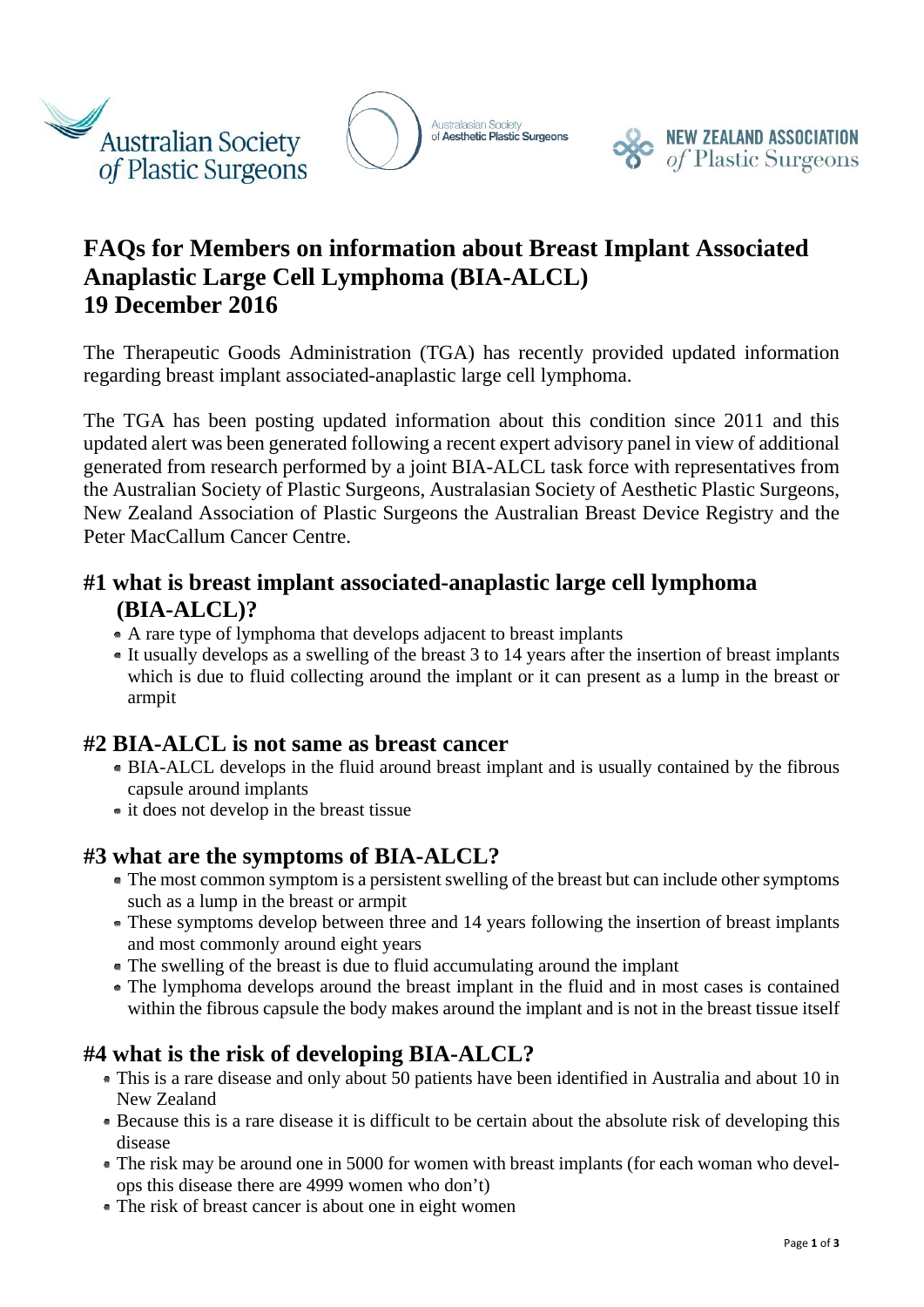Australian Society of Plastic Surgeons | Australasian Society of Aesthetic Plastic Surgeons | New Zealand Association of Plastic Surgeons

# FAQs for Members on information about Breast Implant Associated Anaplastic Large Cell Lymphoma (BIA-ALCL) 19 December 2016

The Therapeutic Goods Administration (TGA) has recently provided updated information regarding breast implant associated-anaplastic large cell lymphoma.

The TGA has been posting updated information about this condition since 2011 and this updated alert was been generated following a recent expert advisory panel in view of additional generated from research performed by a joint BIA-ALCL task force with representatives from the Australian Society of Plastic Surgeons, Australasian Society of Aesthetic Plastic Surgeons, New Zealand Association of Plastic Surgeons the Australian Breast Device Registry and the Peter MacCallum Cancer Centre.

## #1 what is breast implant associated-anaplastic large cell lymphoma (BIA-ALCL)?

- A rare type of lymphoma that develops adjacent to breast implants
- It usually develops as a swelling of the breast 3 to 14 years after the insertion of breast implants which is due to fluid collecting around the implant or it can present as a lump in the breast or armpit

## #2 BIA-ALCL is not same as breast cancer

- BIA-ALCL develops in the fluid around breast implant and is usually contained by the fibrous capsule around implants
- it does not develop in the breast tissue

## #3 what are the symptoms of BIA-ALCL?

- The most common symptom is a persistent swelling of the breast but can include other symptoms such as a lump in the breast or armpit
- These symptoms develop between three and 14 years following the insertion of breast implants and most commonly around eight years
- The swelling of the breast is due to fluid accumulating around the implant
- The lymphoma develops around the breast implant in the fluid and in most cases is contained within the fibrous capsule the body makes around the implant and is not in the breast tissue itself

## #4 what is the risk of developing BIA-ALCL?

- This is a rare disease and only about 50 patients have been identified in Australia and about 10 in New Zealand
- Because this is a rare disease it is difficult to be certain about the absolute risk of developing this disease
- The risk may be around one in 5000 for women with breast implants (for each woman who develops this disease there are 4999 women who don't)
- The risk of breast cancer is about one in eight women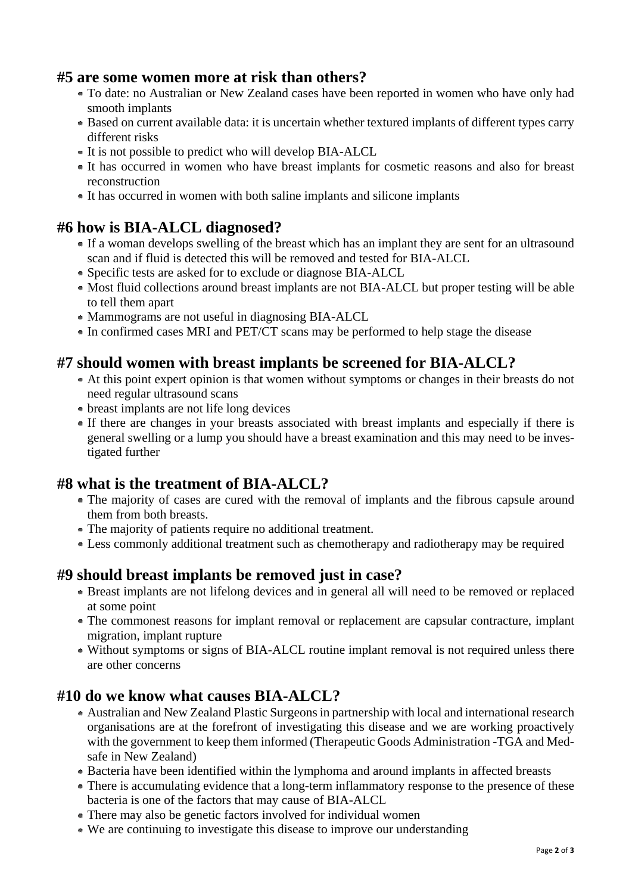## #5 are some women more at risk than others?

- To date: no Australian or New Zealand cases have been reported in women who have only had smooth implants
- Based on current available data: it is uncertain whether textured implants of different types carry different risks
- It is not possible to predict who will develop BIA-ALCL
- It has occurred in women who have breast implants for cosmetic reasons and also for breast reconstruction
- It has occurred in women with both saline implants and silicone implants

## #6 how is BIA-ALCL diagnosed?

- If a woman develops swelling of the breast which has an implant they are sent for an ultrasound scan and if fluid is detected this will be removed and tested for BIA-ALCL
- Specific tests are asked for to exclude or diagnose BIA-ALCL
- Most fluid collections around breast implants are not BIA-ALCL but proper testing will be able to tell them apart
- Mammograms are not useful in diagnosing BIA-ALCL
- In confirmed cases MRI and PET/CT scans may be performed to help stage the disease

## #7 should women with breast implants be screened for BIA-ALCL?

- At this point expert opinion is that women without symptoms or changes in their breasts do not need regular ultrasound scans
- breast implants are not life long devices
- If there are changes in your breasts associated with breast implants and especially if there is general swelling or a lump you should have a breast examination and this may need to be investigated further

## #8 what is the treatment of BIA-ALCL?

- The majority of cases are cured with the removal of implants and the fibrous capsule around them from both breasts.
- The majority of patients require no additional treatment.
- Less commonly additional treatment such as chemotherapy and radiotherapy may be required

## #9 should breast implants be removed just in case?

- Breast implants are not lifelong devices and in general all will need to be removed or replaced at some point
- The commonest reasons for implant removal or replacement are capsular contracture, implant migration, implant rupture
- Without symptoms or signs of BIA-ALCL routine implant removal is not required unless there are other concerns

## #10 do we know what causes BIA-ALCL?

- Australian and New Zealand Plastic Surgeons in partnership with local and international research organisations are at the forefront of investigating this disease and we are working proactively with the government to keep them informed (Therapeutic Goods Administration -TGA and Medsafe in New Zealand)
- Bacteria have been identified within the lymphoma and around implants in affected breasts
- There is accumulating evidence that a long-term inflammatory response to the presence of these bacteria is one of the factors that may cause of BIA-ALCL
- There may also be genetic factors involved for individual women
- We are continuing to investigate this disease to improve our understanding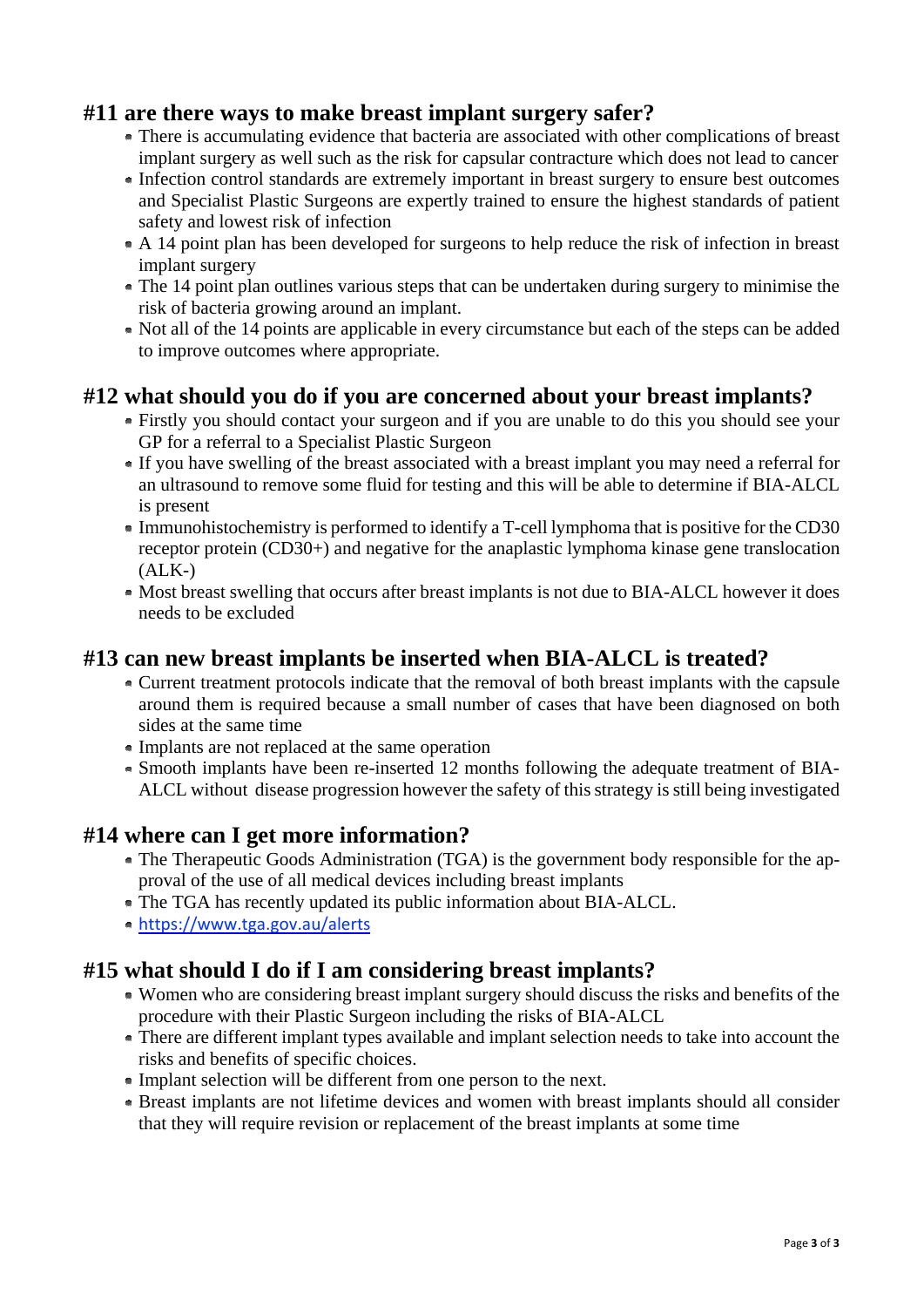## #11 are there ways to make breast implant surgery safer?

- There is accumulating evidence that bacteria are associated with other complications of breast implant surgery as well such as the risk for capsular contracture which does not lead to cancer
- Infection control standards are extremely important in breast surgery to ensure best outcomes and Specialist Plastic Surgeons are expertly trained to ensure the highest standards of patient safety and lowest risk of infection
- A 14 point plan has been developed for surgeons to help reduce the risk of infection in breast implant surgery
- The 14 point plan outlines various steps that can be undertaken during surgery to minimise the risk of bacteria growing around an implant.
- Not all of the 14 points are applicable in every circumstance but each of the steps can be added to improve outcomes where appropriate.

## #12 what should you do if you are concerned about your breast implants?

- Firstly you should contact your surgeon and if you are unable to do this you should see your GP for a referral to a Specialist Plastic Surgeon
- If you have swelling of the breast associated with a breast implant you may need a referral for an ultrasound to remove some fluid for testing and this will be able to determine if BIA-ALCL is present
- Immunohistochemistry is performed to identify a T-cell lymphoma that is positive for the CD30 receptor protein (CD30+) and negative for the anaplastic lymphoma kinase gene translocation (ALK-)
- Most breast swelling that occurs after breast implants is not due to BIA-ALCL however it does needs to be excluded

## #13 can new breast implants be inserted when BIA-ALCL is treated?

- Current treatment protocols indicate that the removal of both breast implants with the capsule around them is required because a small number of cases that have been diagnosed on both sides at the same time
- Implants are not replaced at the same operation
- Smooth implants have been re-inserted 12 months following the adequate treatment of BIA-ALCL without disease progression however the safety of this strategy is still being investigated

## #14 where can I get more information?

- The Therapeutic Goods Administration (TGA) is the government body responsible for the approval of the use of all medical devices including breast implants
- The TGA has recently updated its public information about BIA-ALCL.
- https://www.tga.gov.au/alerts

## #15 what should I do if I am considering breast implants?

- Women who are considering breast implant surgery should discuss the risks and benefits of the procedure with their Plastic Surgeon including the risks of BIA-ALCL
- There are different implant types available and implant selection needs to take into account the risks and benefits of specific choices.
- Implant selection will be different from one person to the next.
- Breast implants are not lifetime devices and women with breast implants should all consider that they will require revision or replacement of the breast implants at some time